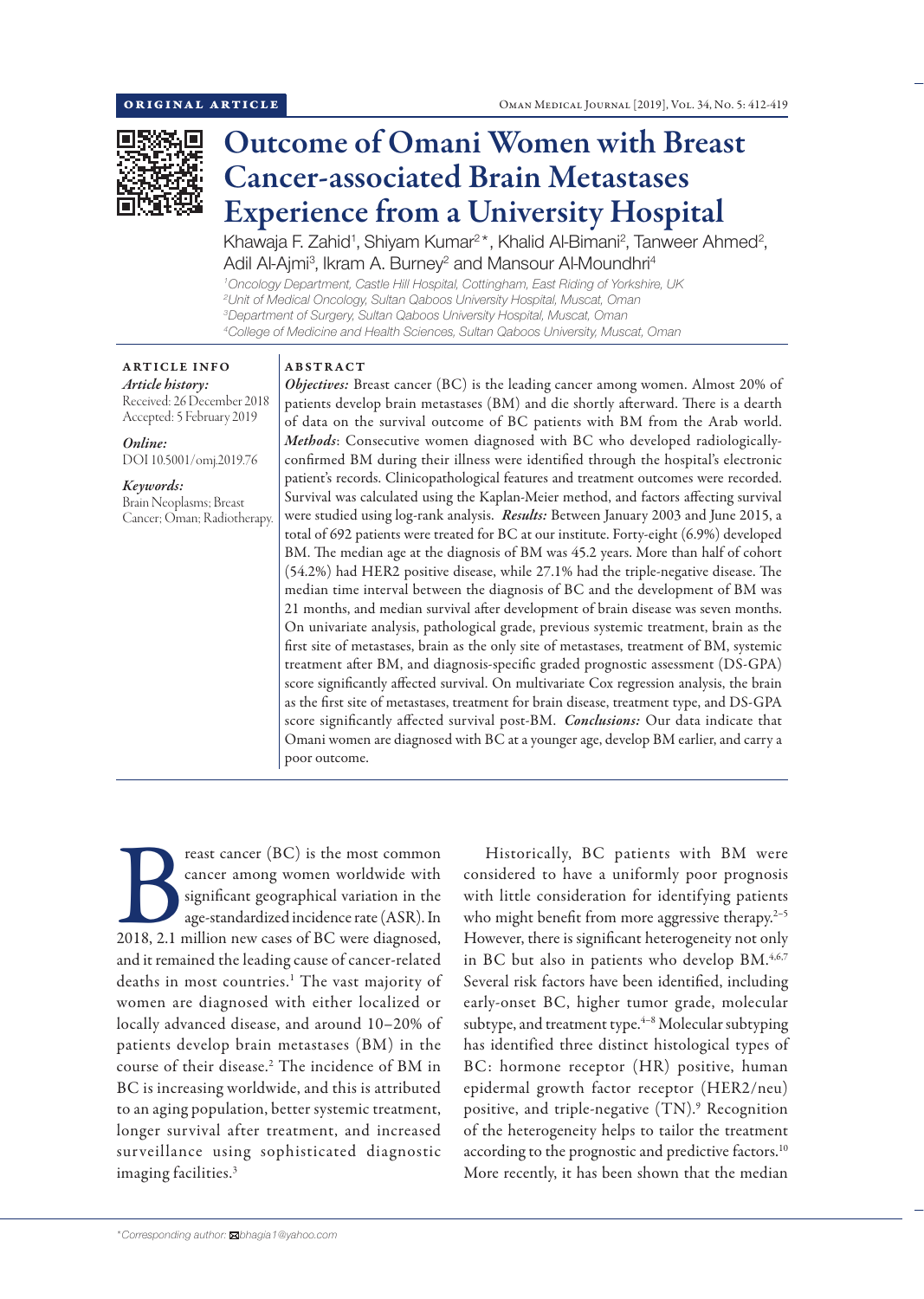ORIGINAL ARTICLE

# Outcome of Omani Women with Breast Cancer-associated Brain Metastases Experience from a University Hospital

Khawaja F. Zahid[1], Shiyam Kumar[2]*, Khalid Al-Bimani[2], Tanweer Ahmed[2], Adil Al-Ajmi[3], Ikram A. Burney[2] and Mansour Al-Moundhri[4]

[1]Oncology Department, Castle Hill Hospital, Cottingham, East Riding of Yorkshire, UK
[2]Unit of Medical Oncology, Sultan Qaboos University Hospital, Muscat, Oman
[3]Department of Surgery, Sultan Qaboos University Hospital, Muscat, Oman
[4]College of Medicine and Health Sciences, Sultan Qaboos University, Muscat, Oman

**ARTICLE INFO**

*Article history:*
Received: 26 December 2018
Accepted: 5 February 2019

*Online:*
DOI 10.5001/omj.2019.76

*Keywords:*
Brain Neoplasms; Breast Cancer; Oman; Radiotherapy.

**ABSTRACT**

***Objectives:*** Breast cancer (BC) is the leading cancer among women. Almost 20% of patients develop brain metastases (BM) and die shortly afterward. There is a dearth of data on the survival outcome of BC patients with BM from the Arab world. ***Methods***: Consecutive women diagnosed with BC who developed radiologically-confirmed BM during their illness were identified through the hospital's electronic patient's records. Clinicopathological features and treatment outcomes were recorded. Survival was calculated using the Kaplan-Meier method, and factors affecting survival were studied using log-rank analysis. ***Results:*** Between January 2003 and June 2015, a total of 692 patients were treated for BC at our institute. Forty-eight (6.9%) developed BM. The median age at the diagnosis of BM was 45.2 years. More than half of cohort (54.2%) had HER2 positive disease, while 27.1% had the triple-negative disease. The median time interval between the diagnosis of BC and the development of BM was 21 months, and median survival after development of brain disease was seven months. On univariate analysis, pathological grade, previous systemic treatment, brain as the first site of metastases, brain as the only site of metastases, treatment of BM, systemic treatment after BM, and diagnosis-specific graded prognostic assessment (DS-GPA) score significantly affected survival. On multivariate Cox regression analysis, the brain as the first site of metastases, treatment for brain disease, treatment type, and DS-GPA score significantly affected survival post-BM. ***Conclusions:*** Our data indicate that Omani women are diagnosed with BC at a younger age, develop BM earlier, and carry a poor outcome.

Breast cancer (BC) is the most common cancer among women worldwide with significant geographical variation in the age-standardized incidence rate (ASR). In 2018, 2.1 million new cases of BC were diagnosed, and it remained the leading cause of cancer-related deaths in most countries.[1] The vast majority of women are diagnosed with either localized or locally advanced disease, and around 10–20% of patients develop brain metastases (BM) in the course of their disease.[2] The incidence of BM in BC is increasing worldwide, and this is attributed to an aging population, better systemic treatment, longer survival after treatment, and increased surveillance using sophisticated diagnostic imaging facilities.[3]

Historically, BC patients with BM were considered to have a uniformly poor prognosis with little consideration for identifying patients who might benefit from more aggressive therapy.[2–5] However, there is significant heterogeneity not only in BC but also in patients who develop BM.[4,6,7] Several risk factors have been identified, including early-onset BC, higher tumor grade, molecular subtype, and treatment type.[4–8] Molecular subtyping has identified three distinct histological types of BC: hormone receptor (HR) positive, human epidermal growth factor receptor (HER2/neu) positive, and triple-negative (TN).[9] Recognition of the heterogeneity helps to tailor the treatment according to the prognostic and predictive factors.[10] More recently, it has been shown that the median

*Corresponding author: bhagia1@yahoo.com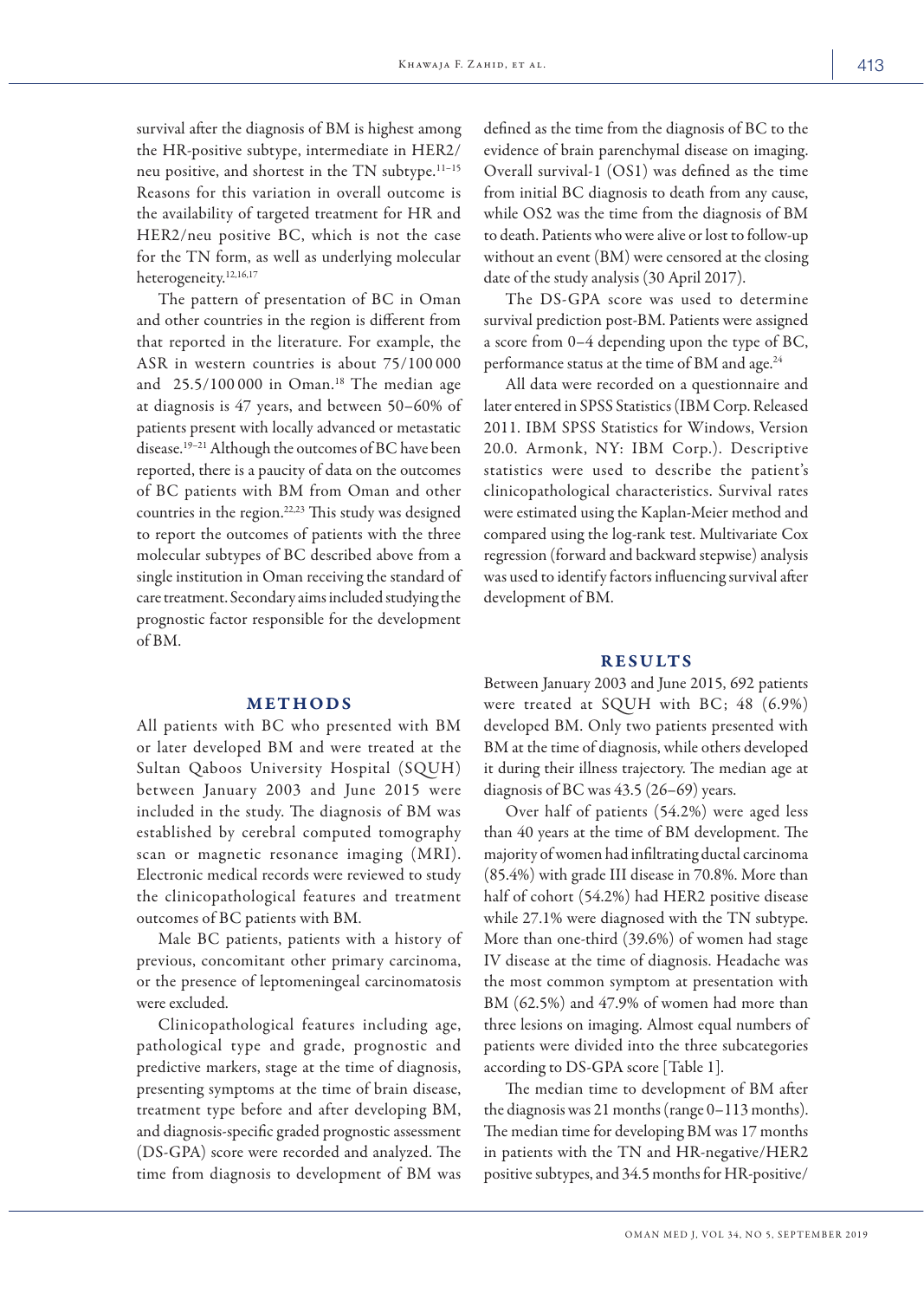survival after the diagnosis of BM is highest among the HR-positive subtype, intermediate in HER2/neu positive, and shortest in the TN subtype.[11–15] Reasons for this variation in overall outcome is the availability of targeted treatment for HR and HER2/neu positive BC, which is not the case for the TN form, as well as underlying molecular heterogeneity.[12,16,17]

The pattern of presentation of BC in Oman and other countries in the region is different from that reported in the literature. For example, the ASR in western countries is about 75/100 000 and 25.5/100 000 in Oman.[18] The median age at diagnosis is 47 years, and between 50–60% of patients present with locally advanced or metastatic disease.[19–21] Although the outcomes of BC have been reported, there is a paucity of data on the outcomes of BC patients with BM from Oman and other countries in the region.[22,23] This study was designed to report the outcomes of patients with the three molecular subtypes of BC described above from a single institution in Oman receiving the standard of care treatment. Secondary aims included studying the prognostic factor responsible for the development of BM.

## METHODS

All patients with BC who presented with BM or later developed BM and were treated at the Sultan Qaboos University Hospital (SQUH) between January 2003 and June 2015 were included in the study. The diagnosis of BM was established by cerebral computed tomography scan or magnetic resonance imaging (MRI). Electronic medical records were reviewed to study the clinicopathological features and treatment outcomes of BC patients with BM.

Male BC patients, patients with a history of previous, concomitant other primary carcinoma, or the presence of leptomeningeal carcinomatosis were excluded.

Clinicopathological features including age, pathological type and grade, prognostic and predictive markers, stage at the time of diagnosis, presenting symptoms at the time of brain disease, treatment type before and after developing BM, and diagnosis-specific graded prognostic assessment (DS-GPA) score were recorded and analyzed. The time from diagnosis to development of BM was defined as the time from the diagnosis of BC to the evidence of brain parenchymal disease on imaging. Overall survival-1 (OS1) was defined as the time from initial BC diagnosis to death from any cause, while OS2 was the time from the diagnosis of BM to death. Patients who were alive or lost to follow-up without an event (BM) were censored at the closing date of the study analysis (30 April 2017).

The DS-GPA score was used to determine survival prediction post-BM. Patients were assigned a score from 0–4 depending upon the type of BC, performance status at the time of BM and age.[24]

All data were recorded on a questionnaire and later entered in SPSS Statistics (IBM Corp. Released 2011. IBM SPSS Statistics for Windows, Version 20.0. Armonk, NY: IBM Corp.). Descriptive statistics were used to describe the patient's clinicopathological characteristics. Survival rates were estimated using the Kaplan-Meier method and compared using the log-rank test. Multivariate Cox regression (forward and backward stepwise) analysis was used to identify factors influencing survival after development of BM.

## RESULTS

Between January 2003 and June 2015, 692 patients were treated at SQUH with BC; 48 (6.9%) developed BM. Only two patients presented with BM at the time of diagnosis, while others developed it during their illness trajectory. The median age at diagnosis of BC was 43.5 (26–69) years.

Over half of patients (54.2%) were aged less than 40 years at the time of BM development. The majority of women had infiltrating ductal carcinoma (85.4%) with grade III disease in 70.8%. More than half of cohort (54.2%) had HER2 positive disease while 27.1% were diagnosed with the TN subtype. More than one-third (39.6%) of women had stage IV disease at the time of diagnosis. Headache was the most common symptom at presentation with BM (62.5%) and 47.9% of women had more than three lesions on imaging. Almost equal numbers of patients were divided into the three subcategories according to DS-GPA score [Table 1].

The median time to development of BM after the diagnosis was 21 months (range 0–113 months). The median time for developing BM was 17 months in patients with the TN and HR-negative/HER2 positive subtypes, and 34.5 months for HR-positive/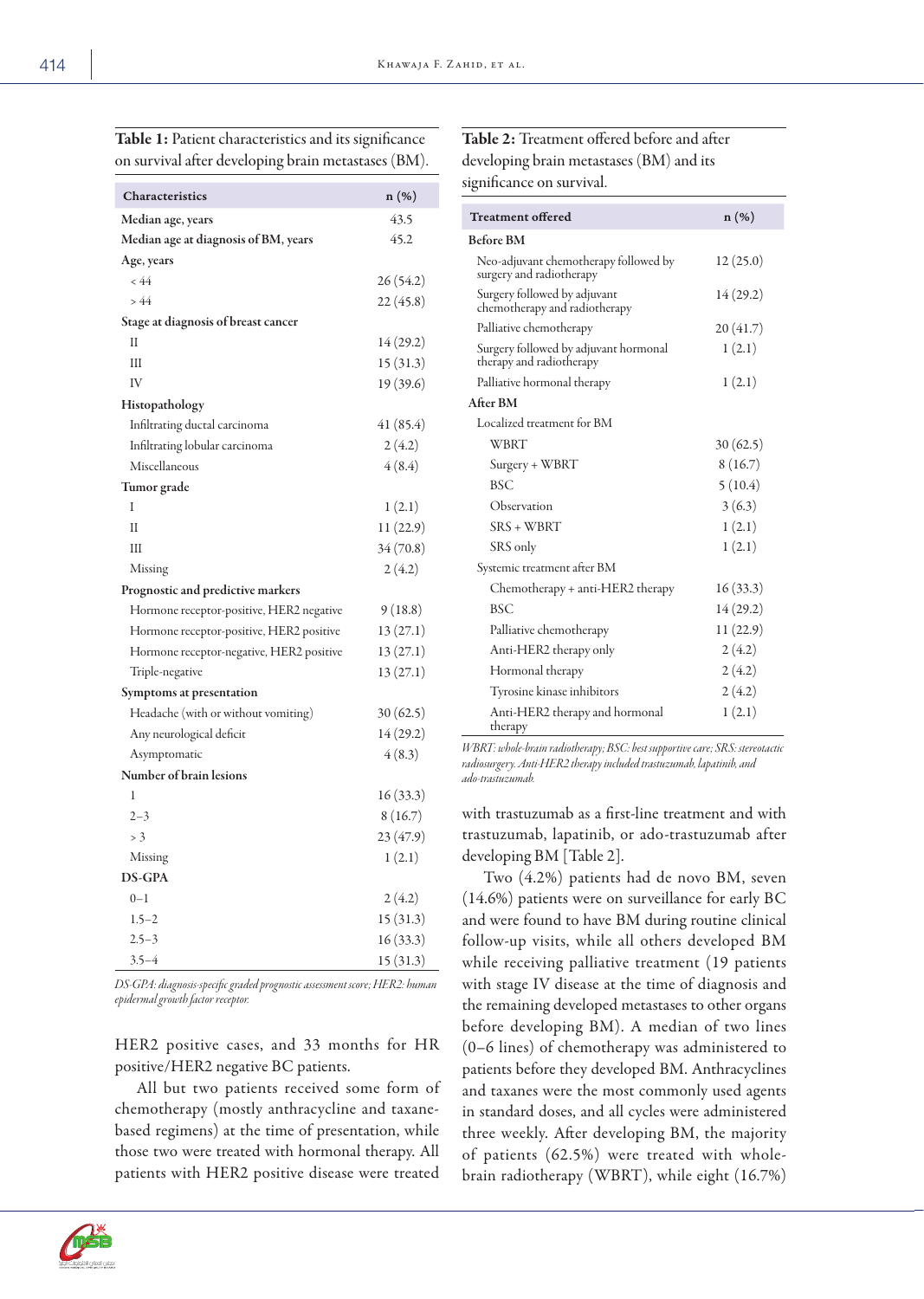**Table 1:** Patient characteristics and its significance on survival after developing brain metastases (BM).

| Characteristics | n (%) |
|---|---|
| **Median age, years** | 43.5 |
| **Median age at diagnosis of BM, years** | 45.2 |
| **Age, years** | |
| < 44 | 26 (54.2) |
| > 44 | 22 (45.8) |
| **Stage at diagnosis of breast cancer** | |
| II | 14 (29.2) |
| III | 15 (31.3) |
| IV | 19 (39.6) |
| **Histopathology** | |
| Infiltrating ductal carcinoma | 41 (85.4) |
| Infiltrating lobular carcinoma | 2 (4.2) |
| Miscellaneous | 4 (8.4) |
| **Tumor grade** | |
| I | 1 (2.1) |
| II | 11 (22.9) |
| III | 34 (70.8) |
| Missing | 2 (4.2) |
| **Prognostic and predictive markers** | |
| Hormone receptor-positive, HER2 negative | 9 (18.8) |
| Hormone receptor-positive, HER2 positive | 13 (27.1) |
| Hormone receptor-negative, HER2 positive | 13 (27.1) |
| Triple-negative | 13 (27.1) |
| **Symptoms at presentation** | |
| Headache (with or without vomiting) | 30 (62.5) |
| Any neurological deficit | 14 (29.2) |
| Asymptomatic | 4 (8.3) |
| **Number of brain lesions** | |
| 1 | 16 (33.3) |
| 2–3 | 8 (16.7) |
| > 3 | 23 (47.9) |
| Missing | 1 (2.1) |
| **DS-GPA** | |
| 0–1 | 2 (4.2) |
| 1.5–2 | 15 (31.3) |
| 2.5–3 | 16 (33.3) |
| 3.5–4 | 15 (31.3) |

*DS-GPA: diagnosis-specific graded prognostic assessment score; HER2: human epidermal growth factor receptor.*

HER2 positive cases, and 33 months for HR positive/HER2 negative BC patients.

All but two patients received some form of chemotherapy (mostly anthracycline and taxane-based regimens) at the time of presentation, while those two were treated with hormonal therapy. All patients with HER2 positive disease were treated with trastuzumab as a first-line treatment and with trastuzumab, lapatinib, or ado-trastuzumab after developing BM [Table 2].

**Table 2:** Treatment offered before and after developing brain metastases (BM) and its significance on survival.

| Treatment offered | n (%) |
|---|---|
| **Before BM** | |
| Neo-adjuvant chemotherapy followed by surgery and radiotherapy | 12 (25.0) |
| Surgery followed by adjuvant chemotherapy and radiotherapy | 14 (29.2) |
| Palliative chemotherapy | 20 (41.7) |
| Surgery followed by adjuvant hormonal therapy and radiotherapy | 1 (2.1) |
| Palliative hormonal therapy | 1 (2.1) |
| **After BM** | |
| Localized treatment for BM | |
| WBRT | 30 (62.5) |
| Surgery + WBRT | 8 (16.7) |
| BSC | 5 (10.4) |
| Observation | 3 (6.3) |
| SRS + WBRT | 1 (2.1) |
| SRS only | 1 (2.1) |
| Systemic treatment after BM | |
| Chemotherapy + anti-HER2 therapy | 16 (33.3) |
| BSC | 14 (29.2) |
| Palliative chemotherapy | 11 (22.9) |
| Anti-HER2 therapy only | 2 (4.2) |
| Hormonal therapy | 2 (4.2) |
| Tyrosine kinase inhibitors | 2 (4.2) |
| Anti-HER2 therapy and hormonal therapy | 1 (2.1) |

*WBRT: whole-brain radiotherapy; BSC: best supportive care; SRS: stereotactic radiosurgery. Anti-HER2 therapy included trastuzumab, lapatinib, and ado-trastuzumab.*

Two (4.2%) patients had de novo BM, seven (14.6%) patients were on surveillance for early BC and were found to have BM during routine clinical follow-up visits, while all others developed BM while receiving palliative treatment (19 patients with stage IV disease at the time of diagnosis and the remaining developed metastases to other organs before developing BM). A median of two lines (0–6 lines) of chemotherapy was administered to patients before they developed BM. Anthracyclines and taxanes were the most commonly used agents in standard doses, and all cycles were administered three weekly. After developing BM, the majority of patients (62.5%) were treated with whole-brain radiotherapy (WBRT), while eight (16.7%)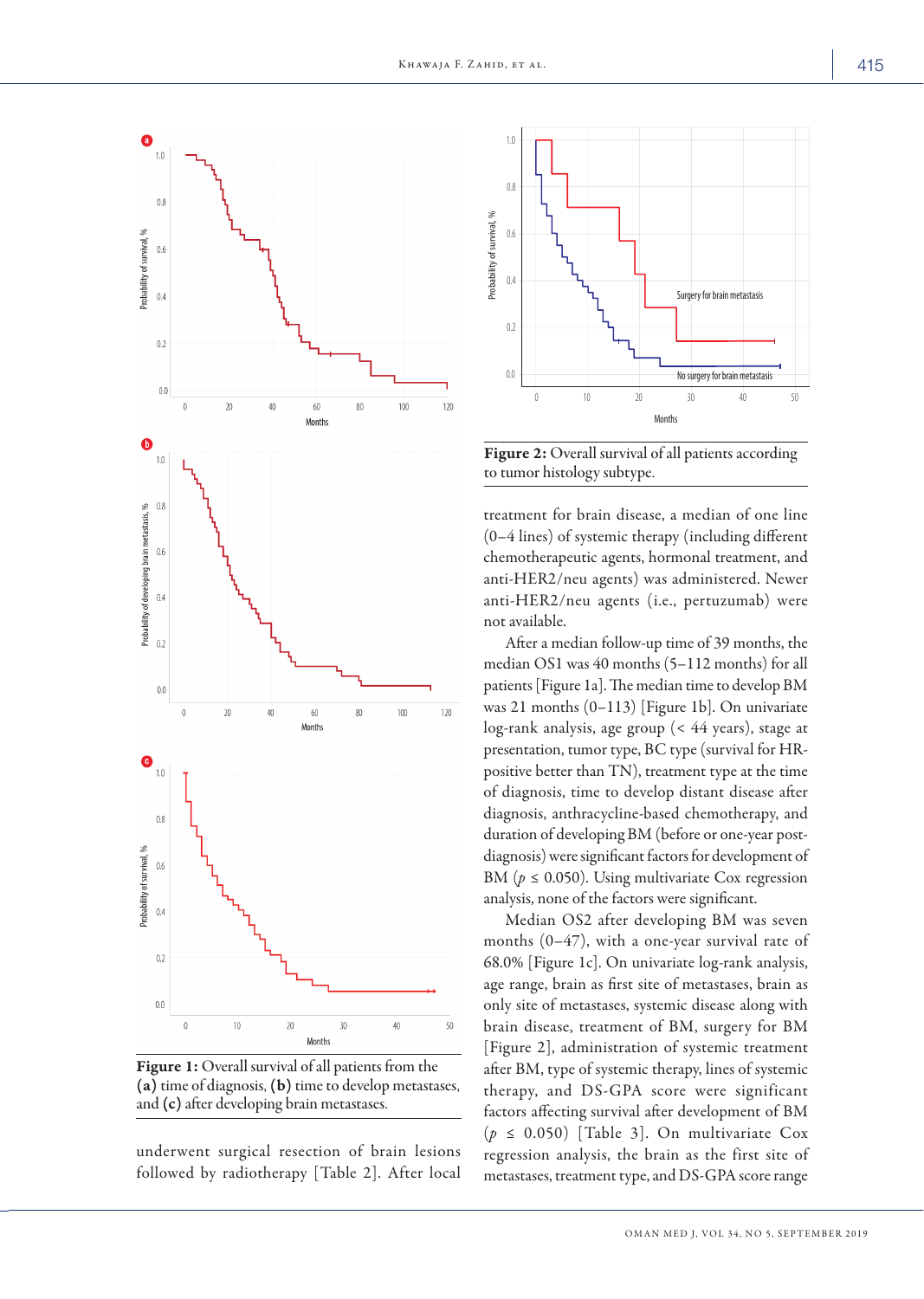Figure 1: Overall survival of all patients from the (a) time of diagnosis, (b) time to develop metastases, and (c) after developing brain metastases.

underwent surgical resection of brain lesions followed by radiotherapy [Table 2]. After local

Figure 2: Overall survival of all patients according to tumor histology subtype.

treatment for brain disease, a median of one line (0–4 lines) of systemic therapy (including different chemotherapeutic agents, hormonal treatment, and anti-HER2/neu agents) was administered. Newer anti-HER2/neu agents (i.e., pertuzumab) were not available.

After a median follow-up time of 39 months, the median OS1 was 40 months (5–112 months) for all patients [Figure 1a]. The median time to develop BM was 21 months (0–113) [Figure 1b]. On univariate log-rank analysis, age group (< 44 years), stage at presentation, tumor type, BC type (survival for HR-positive better than TN), treatment type at the time of diagnosis, time to develop distant disease after diagnosis, anthracycline-based chemotherapy, and duration of developing BM (before or one-year post-diagnosis) were significant factors for development of BM ($p \leq 0.050$). Using multivariate Cox regression analysis, none of the factors were significant.

Median OS2 after developing BM was seven months (0–47), with a one-year survival rate of 68.0% [Figure 1c]. On univariate log-rank analysis, age range, brain as first site of metastases, brain as only site of metastases, systemic disease along with brain disease, treatment of BM, surgery for BM [Figure 2], administration of systemic treatment after BM, type of systemic therapy, lines of systemic therapy, and DS-GPA score were significant factors affecting survival after development of BM ($p \leq 0.050$) [Table 3]. On multivariate Cox regression analysis, the brain as the first site of metastases, treatment type, and DS-GPA score range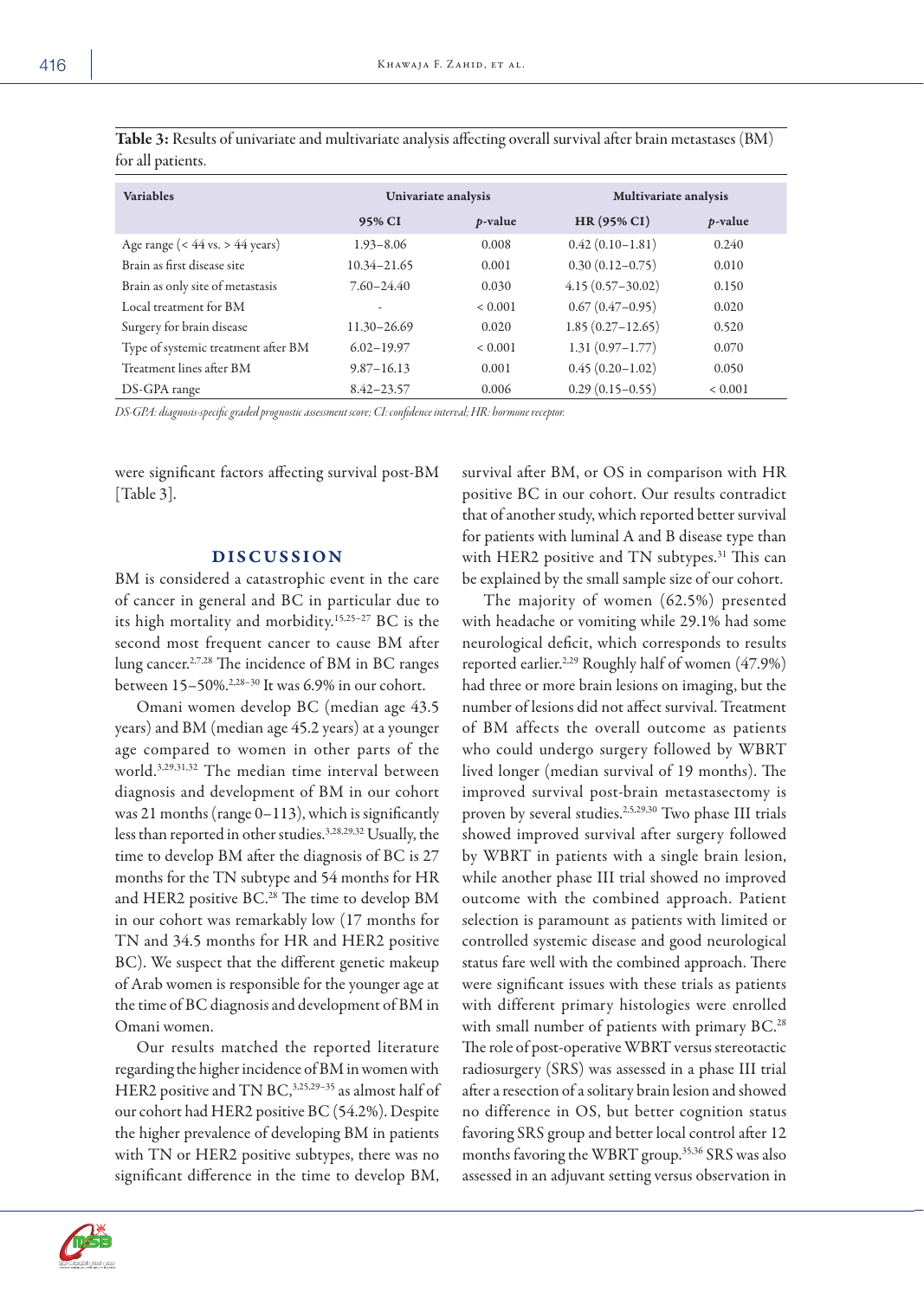**Table 3:** Results of univariate and multivariate analysis affecting overall survival after brain metastases (BM) for all patients.

| Variables | Univariate analysis | | Multivariate analysis | |
|---|---|---|---|---|
| | 95% CI | *p*-value | HR (95% CI) | *p*-value |
| Age range (< 44 vs. > 44 years) | 1.93–8.06 | 0.008 | 0.42 (0.10–1.81) | 0.240 |
| Brain as first disease site | 10.34–21.65 | 0.001 | 0.30 (0.12–0.75) | 0.010 |
| Brain as only site of metastasis | 7.60–24.40 | 0.030 | 4.15 (0.57–30.02) | 0.150 |
| Local treatment for BM | - | < 0.001 | 0.67 (0.47–0.95) | 0.020 |
| Surgery for brain disease | 11.30–26.69 | 0.020 | 1.85 (0.27–12.65) | 0.520 |
| Type of systemic treatment after BM | 6.02–19.97 | < 0.001 | 1.31 (0.97–1.77) | 0.070 |
| Treatment lines after BM | 9.87–16.13 | 0.001 | 0.45 (0.20–1.02) | 0.050 |
| DS-GPA range | 8.42–23.57 | 0.006 | 0.29 (0.15–0.55) | < 0.001 |

*DS-GPA: diagnosis-specific graded prognostic assessment score; CI: confidence interval; HR: hormone receptor.*

were significant factors affecting survival post-BM [Table 3].

## DISCUSSION

BM is considered a catastrophic event in the care of cancer in general and BC in particular due to its high mortality and morbidity.[15,25–27] BC is the second most frequent cancer to cause BM after lung cancer.[2,7,28] The incidence of BM in BC ranges between 15–50%.[2,28–30] It was 6.9% in our cohort.

Omani women develop BC (median age 43.5 years) and BM (median age 45.2 years) at a younger age compared to women in other parts of the world.[3,29,31,32] The median time interval between diagnosis and development of BM in our cohort was 21 months (range 0–113), which is significantly less than reported in other studies.[3,28,29,32] Usually, the time to develop BM after the diagnosis of BC is 27 months for the TN subtype and 54 months for HR and HER2 positive BC.[28] The time to develop BM in our cohort was remarkably low (17 months for TN and 34.5 months for HR and HER2 positive BC). We suspect that the different genetic makeup of Arab women is responsible for the younger age at the time of BC diagnosis and development of BM in Omani women.

Our results matched the reported literature regarding the higher incidence of BM in women with HER2 positive and TN BC,[3,25,29–35] as almost half of our cohort had HER2 positive BC (54.2%). Despite the higher prevalence of developing BM in patients with TN or HER2 positive subtypes, there was no significant difference in the time to develop BM, survival after BM, or OS in comparison with HR positive BC in our cohort. Our results contradict that of another study, which reported better survival for patients with luminal A and B disease type than with HER2 positive and TN subtypes.[31] This can be explained by the small sample size of our cohort.

The majority of women (62.5%) presented with headache or vomiting while 29.1% had some neurological deficit, which corresponds to results reported earlier.[2,29] Roughly half of women (47.9%) had three or more brain lesions on imaging, but the number of lesions did not affect survival. Treatment of BM affects the overall outcome as patients who could undergo surgery followed by WBRT lived longer (median survival of 19 months). The improved survival post-brain metastasectomy is proven by several studies.[2,5,29,30] Two phase III trials showed improved survival after surgery followed by WBRT in patients with a single brain lesion, while another phase III trial showed no improved outcome with the combined approach. Patient selection is paramount as patients with limited or controlled systemic disease and good neurological status fare well with the combined approach. There were significant issues with these trials as patients with different primary histologies were enrolled with small number of patients with primary BC.[28] The role of post-operative WBRT versus stereotactic radiosurgery (SRS) was assessed in a phase III trial after a resection of a solitary brain lesion and showed no difference in OS, but better cognition status favoring SRS group and better local control after 12 months favoring the WBRT group.[35,36] SRS was also assessed in an adjuvant setting versus observation in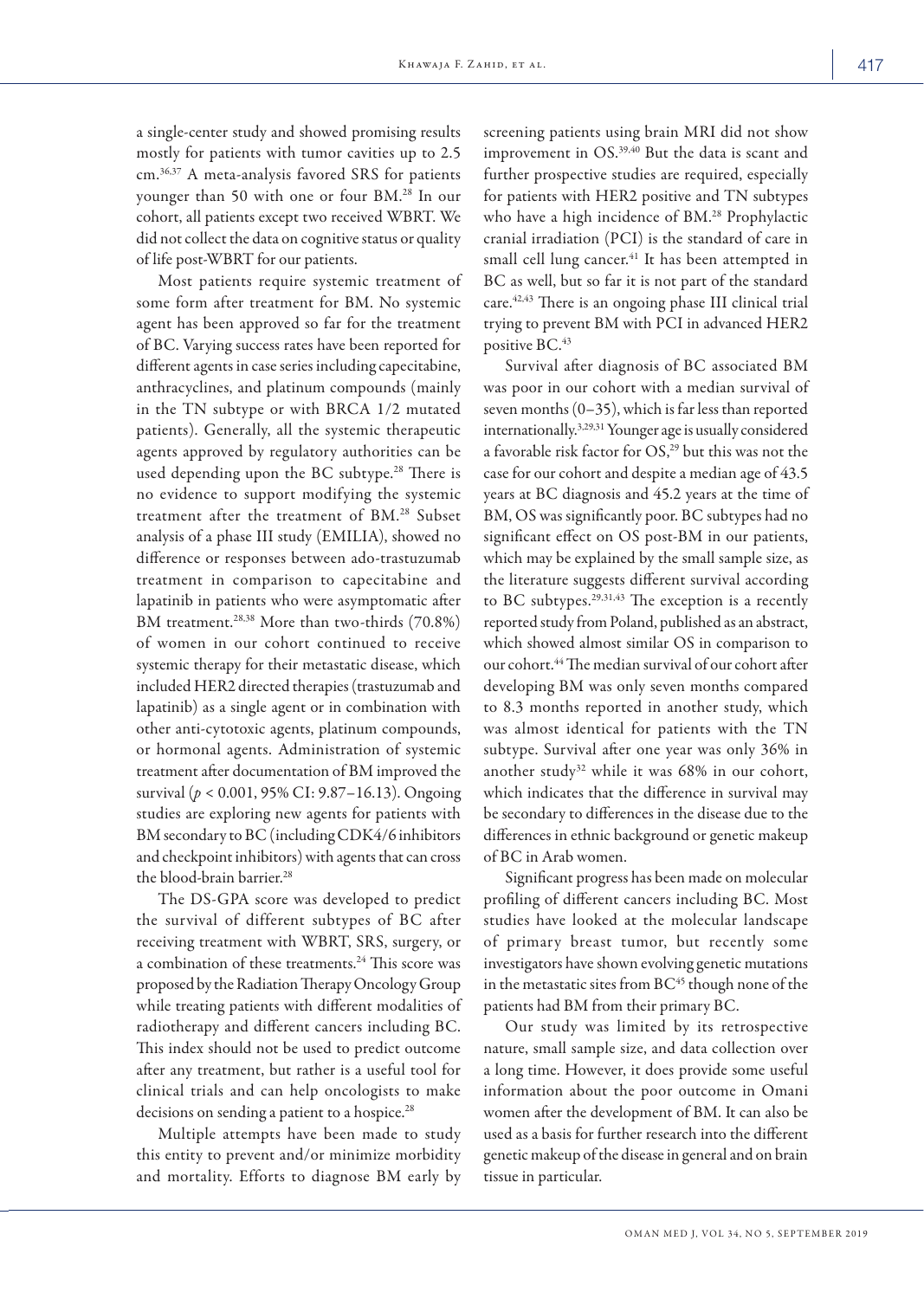a single-center study and showed promising results mostly for patients with tumor cavities up to 2.5 cm.[36,37] A meta-analysis favored SRS for patients younger than 50 with one or four BM.[28] In our cohort, all patients except two received WBRT. We did not collect the data on cognitive status or quality of life post-WBRT for our patients.

Most patients require systemic treatment of some form after treatment for BM. No systemic agent has been approved so far for the treatment of BC. Varying success rates have been reported for different agents in case series including capecitabine, anthracyclines, and platinum compounds (mainly in the TN subtype or with BRCA 1/2 mutated patients). Generally, all the systemic therapeutic agents approved by regulatory authorities can be used depending upon the BC subtype.[28] There is no evidence to support modifying the systemic treatment after the treatment of BM.[28] Subset analysis of a phase III study (EMILIA), showed no difference or responses between ado-trastuzumab treatment in comparison to capecitabine and lapatinib in patients who were asymptomatic after BM treatment.[28,38] More than two-thirds (70.8%) of women in our cohort continued to receive systemic therapy for their metastatic disease, which included HER2 directed therapies (trastuzumab and lapatinib) as a single agent or in combination with other anti-cytotoxic agents, platinum compounds, or hormonal agents. Administration of systemic treatment after documentation of BM improved the survival ($p < 0.001$, 95% CI: 9.87–16.13). Ongoing studies are exploring new agents for patients with BM secondary to BC (including CDK4/6 inhibitors and checkpoint inhibitors) with agents that can cross the blood-brain barrier.[28]

The DS-GPA score was developed to predict the survival of different subtypes of BC after receiving treatment with WBRT, SRS, surgery, or a combination of these treatments.[24] This score was proposed by the Radiation Therapy Oncology Group while treating patients with different modalities of radiotherapy and different cancers including BC. This index should not be used to predict outcome after any treatment, but rather is a useful tool for clinical trials and can help oncologists to make decisions on sending a patient to a hospice.[28]

Multiple attempts have been made to study this entity to prevent and/or minimize morbidity and mortality. Efforts to diagnose BM early by screening patients using brain MRI did not show improvement in OS.[39,40] But the data is scant and further prospective studies are required, especially for patients with HER2 positive and TN subtypes who have a high incidence of BM.[28] Prophylactic cranial irradiation (PCI) is the standard of care in small cell lung cancer.[41] It has been attempted in BC as well, but so far it is not part of the standard care.[42,43] There is an ongoing phase III clinical trial trying to prevent BM with PCI in advanced HER2 positive BC.[43]

Survival after diagnosis of BC associated BM was poor in our cohort with a median survival of seven months (0–35), which is far less than reported internationally.[3,29,31] Younger age is usually considered a favorable risk factor for OS,[29] but this was not the case for our cohort and despite a median age of 43.5 years at BC diagnosis and 45.2 years at the time of BM, OS was significantly poor. BC subtypes had no significant effect on OS post-BM in our patients, which may be explained by the small sample size, as the literature suggests different survival according to BC subtypes.[29,31,43] The exception is a recently reported study from Poland, published as an abstract, which showed almost similar OS in comparison to our cohort.[44] The median survival of our cohort after developing BM was only seven months compared to 8.3 months reported in another study, which was almost identical for patients with the TN subtype. Survival after one year was only 36% in another study[32] while it was 68% in our cohort, which indicates that the difference in survival may be secondary to differences in the disease due to the differences in ethnic background or genetic makeup of BC in Arab women.

Significant progress has been made on molecular profiling of different cancers including BC. Most studies have looked at the molecular landscape of primary breast tumor, but recently some investigators have shown evolving genetic mutations in the metastatic sites from BC[45] though none of the patients had BM from their primary BC.

Our study was limited by its retrospective nature, small sample size, and data collection over a long time. However, it does provide some useful information about the poor outcome in Omani women after the development of BM. It can also be used as a basis for further research into the different genetic makeup of the disease in general and on brain tissue in particular.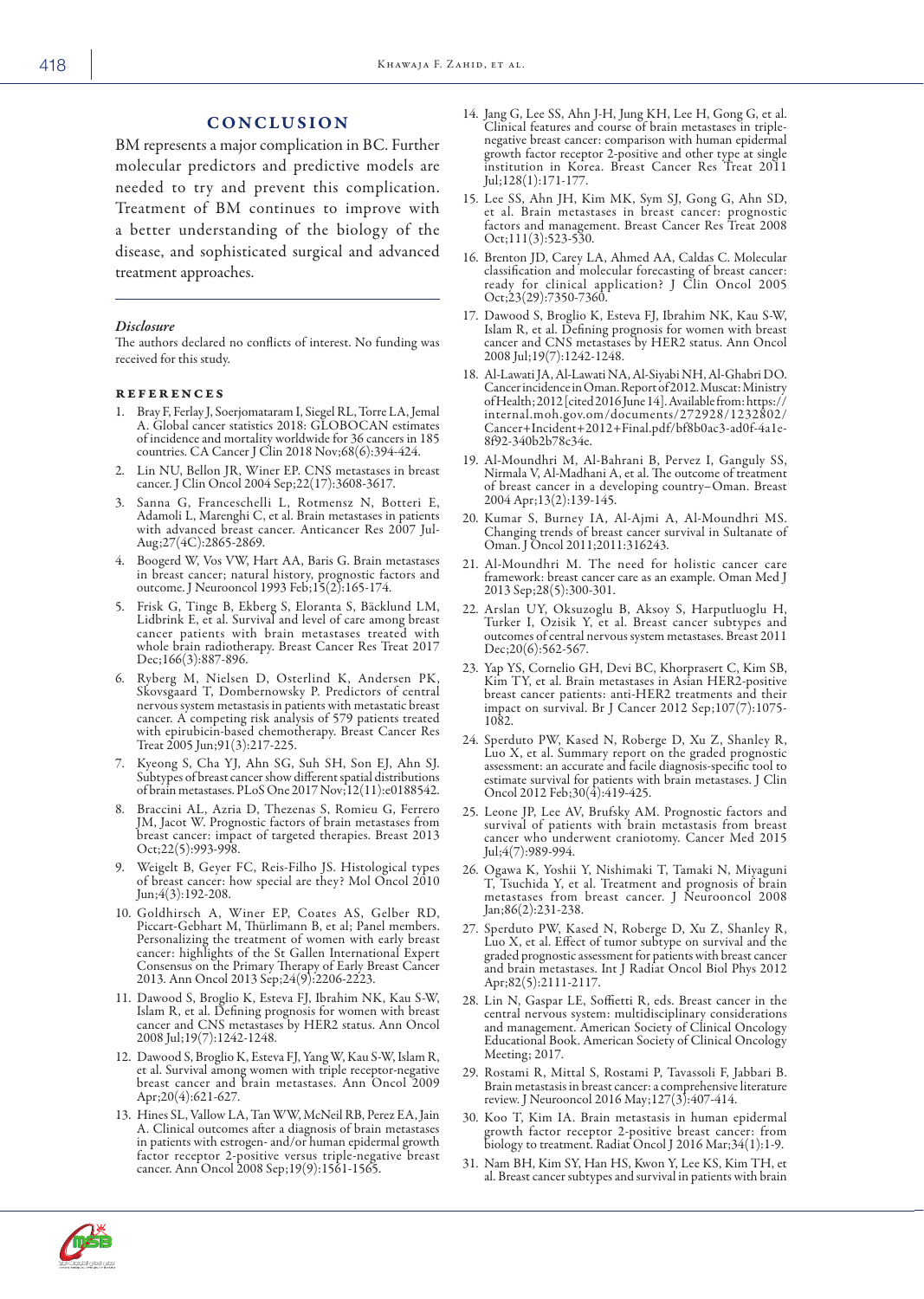## CONCLUSION

BM represents a major complication in BC. Further molecular predictors and predictive models are needed to try and prevent this complication. Treatment of BM continues to improve with a better understanding of the biology of the disease, and sophisticated surgical and advanced treatment approaches.

### *Disclosure*

The authors declared no conflicts of interest. No funding was received for this study.

### REFERENCES

1. Bray F, Ferlay J, Soerjomataram I, Siegel RL, Torre LA, Jemal A. Global cancer statistics 2018: GLOBOCAN estimates of incidence and mortality worldwide for 36 cancers in 185 countries. CA Cancer J Clin 2018 Nov;68(6):394-424.
2. Lin NU, Bellon JR, Winer EP. CNS metastases in breast cancer. J Clin Oncol 2004 Sep;22(17):3608-3617.
3. Sanna G, Franceschelli L, Rotmensz N, Botteri E, Adamoli L, Marenghi C, et al. Brain metastases in patients with advanced breast cancer. Anticancer Res 2007 Jul-Aug;27(4C):2865-2869.
4. Boogerd W, Vos VW, Hart AA, Baris G. Brain metastases in breast cancer; natural history, prognostic factors and outcome. J Neurooncol 1993 Feb;15(2):165-174.
5. Frisk G, Tinge B, Ekberg S, Eloranta S, Bäcklund LM, Lidbrink E, et al. Survival and level of care among breast cancer patients with brain metastases treated with whole brain radiotherapy. Breast Cancer Res Treat 2017 Dec;166(3):887-896.
6. Ryberg M, Nielsen D, Osterlind K, Andersen PK, Skovsgaard T, Dombernowsky P. Predictors of central nervous system metastasis in patients with metastatic breast cancer. A competing risk analysis of 579 patients treated with epirubicin-based chemotherapy. Breast Cancer Res Treat 2005 Jun;91(3):217-225.
7. Kyeong S, Cha YJ, Ahn SG, Suh SH, Son EJ, Ahn SJ. Subtypes of breast cancer show different spatial distributions of brain metastases. PLoS One 2017 Nov;12(11):e0188542.
8. Braccini AL, Azria D, Thezenas S, Romieu G, Ferrero JM, Jacot W. Prognostic factors of brain metastases from breast cancer: impact of targeted therapies. Breast 2013 Oct;22(5):993-998.
9. Weigelt B, Geyer FC, Reis-Filho JS. Histological types of breast cancer: how special are they? Mol Oncol 2010 Jun;4(3):192-208.
10. Goldhirsch A, Winer EP, Coates AS, Gelber RD, Piccart-Gebhart M, Thürlimann B, et al; Panel members. Personalizing the treatment of women with early breast cancer: highlights of the St Gallen International Expert Consensus on the Primary Therapy of Early Breast Cancer 2013. Ann Oncol 2013 Sep;24(9):2206-2223.
11. Dawood S, Broglio K, Esteva FJ, Ibrahim NK, Kau S-W, Islam R, et al. Defining prognosis for women with breast cancer and CNS metastases by HER2 status. Ann Oncol 2008 Jul;19(7):1242-1248.
12. Dawood S, Broglio K, Esteva FJ, Yang W, Kau S-W, Islam R, et al. Survival among women with triple receptor-negative breast cancer and brain metastases. Ann Oncol 2009 Apr;20(4):621-627.
13. Hines SL, Vallow LA, Tan WW, McNeil RB, Perez EA, Jain A. Clinical outcomes after a diagnosis of brain metastases in patients with estrogen- and/or human epidermal growth factor receptor 2-positive versus triple-negative breast cancer. Ann Oncol 2008 Sep;19(9):1561-1565.
14. Jang G, Lee SS, Ahn J-H, Jung KH, Lee H, Gong G, et al. Clinical features and course of brain metastases in triple-negative breast cancer: comparison with human epidermal growth factor receptor 2-positive and other type at single institution in Korea. Breast Cancer Res Treat 2011 Jul;128(1):171-177.
15. Lee SS, Ahn JH, Kim MK, Sym SJ, Gong G, Ahn SD, et al. Brain metastases in breast cancer: prognostic factors and management. Breast Cancer Res Treat 2008 Oct;111(3):523-530.
16. Brenton JD, Carey LA, Ahmed AA, Caldas C. Molecular classification and molecular forecasting of breast cancer: ready for clinical application? J Clin Oncol 2005 Oct;23(29):7350-7360.
17. Dawood S, Broglio K, Esteva FJ, Ibrahim NK, Kau S-W, Islam R, et al. Defining prognosis for women with breast cancer and CNS metastases by HER2 status. Ann Oncol 2008 Jul;19(7):1242-1248.
18. Al-Lawati JA, Al-Lawati NA, Al-Siyabi NH, Al-Ghabri DO. Cancer incidence in Oman. Report of 2012. Muscat: Ministry of Health; 2012 [cited 2016 June 14]. Available from: https://internal.moh.gov.om/documents/272928/1232802/Cancer+Incident+2012+Final.pdf/bf8b0ac3-ad0f-4a1e-8f92-340b2b78c34e.
19. Al-Moundhri M, Al-Bahrani B, Pervez I, Ganguly SS, Nirmala V, Al-Madhani A, et al. The outcome of treatment of breast cancer in a developing country– Oman. Breast 2004 Apr;13(2):139-145.
20. Kumar S, Burney IA, Al-Ajmi A, Al-Moundhri MS. Changing trends of breast cancer survival in Sultanate of Oman. J Oncol 2011;2011:316243.
21. Al-Moundhri M. The need for holistic cancer care framework: breast cancer care as an example. Oman Med J 2013 Sep;28(5):300-301.
22. Arslan UY, Oksuzoglu B, Aksoy S, Harputluoglu H, Turker I, Ozisik Y, et al. Breast cancer subtypes and outcomes of central nervous system metastases. Breast 2011 Dec;20(6):562-567.
23. Yap YS, Cornelio GH, Devi BC, Khorprasert C, Kim SB, Kim TY, et al. Brain metastases in Asian HER2-positive breast cancer patients: anti-HER2 treatments and their impact on survival. Br J Cancer 2012 Sep;107(7):1075-1082.
24. Sperduto PW, Kased N, Roberge D, Xu Z, Shanley R, Luo X, et al. Summary report on the graded prognostic assessment: an accurate and facile diagnosis-specific tool to estimate survival for patients with brain metastases. J Clin Oncol 2012 Feb;30(4):419-425.
25. Leone JP, Lee AV, Brufsky AM. Prognostic factors and survival of patients with brain metastasis from breast cancer who underwent craniotomy. Cancer Med 2015 Jul;4(7):989-994.
26. Ogawa K, Yoshii Y, Nishimaki T, Tamaki N, Miyaguni T, Tsuchida Y, et al. Treatment and prognosis of brain metastases from breast cancer. J Neurooncol 2008 Jan;86(2):231-238.
27. Sperduto PW, Kased N, Roberge D, Xu Z, Shanley R, Luo X, et al. Effect of tumor subtype on survival and the graded prognostic assessment for patients with breast cancer and brain metastases. Int J Radiat Oncol Biol Phys 2012 Apr;82(5):2111-2117.
28. Lin N, Gaspar LE, Soffietti R, eds. Breast cancer in the central nervous system: multidisciplinary considerations and management. American Society of Clinical Oncology Educational Book. American Society of Clinical Oncology Meeting; 2017.
29. Rostami R, Mittal S, Rostami P, Tavassoli F, Jabbari B. Brain metastasis in breast cancer: a comprehensive literature review. J Neurooncol 2016 May;127(3):407-414.
30. Koo T, Kim IA. Brain metastasis in human epidermal growth factor receptor 2-positive breast cancer: from biology to treatment. Radiat Oncol J 2016 Mar;34(1):1-9.
31. Nam BH, Kim SY, Han HS, Kwon Y, Lee KS, Kim TH, et al. Breast cancer subtypes and survival in patients with brain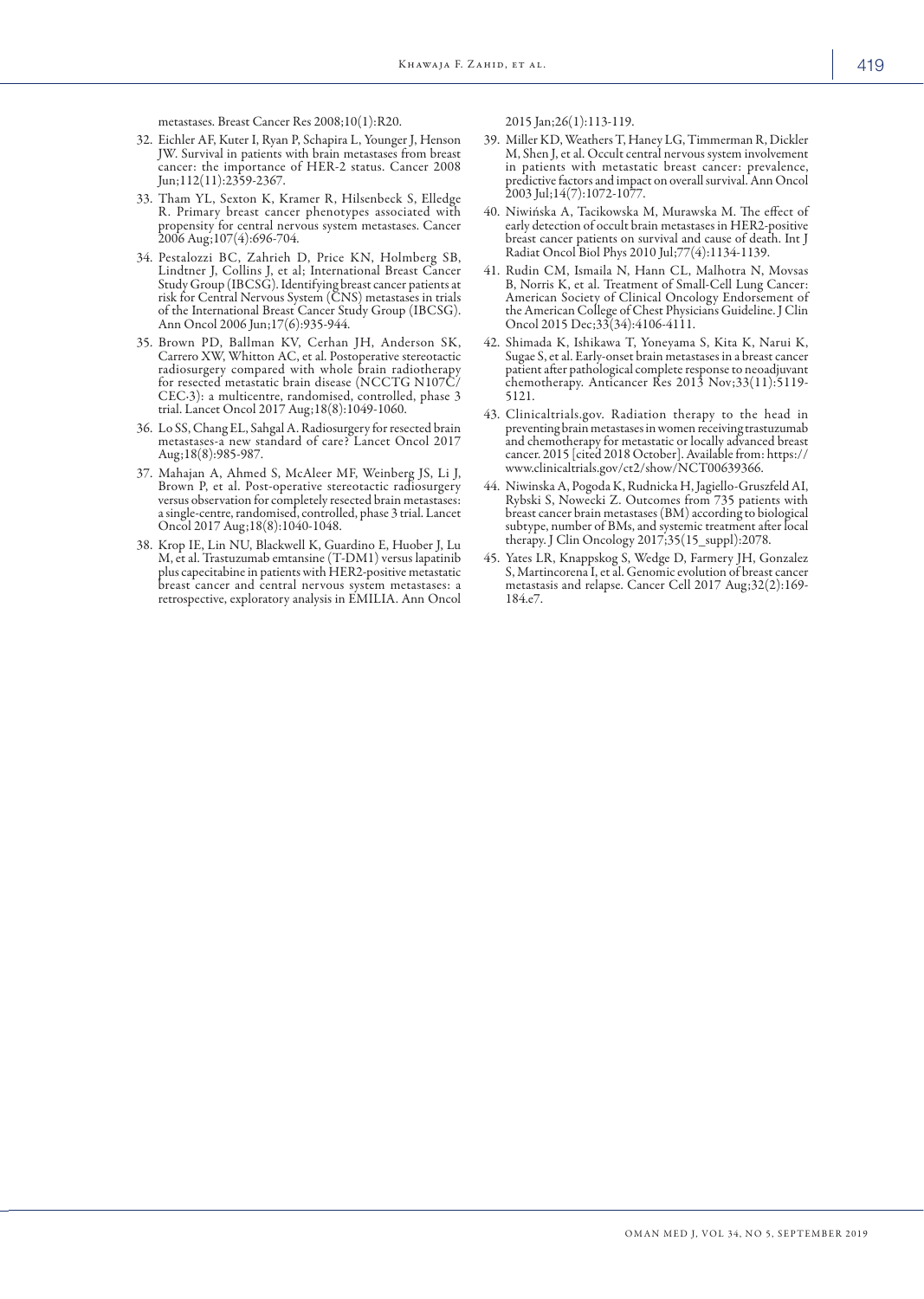metastases. Breast Cancer Res 2008;10(1):R20.

32. Eichler AF, Kuter I, Ryan P, Schapira L, Younger J, Henson JW. Survival in patients with brain metastases from breast cancer: the importance of HER-2 status. Cancer 2008 Jun;112(11):2359-2367.
33. Tham YL, Sexton K, Kramer R, Hilsenbeck S, Elledge R. Primary breast cancer phenotypes associated with propensity for central nervous system metastases. Cancer 2006 Aug;107(4):696-704.
34. Pestalozzi BC, Zahrieh D, Price KN, Holmberg SB, Lindtner J, Collins J, et al; International Breast Cancer Study Group (IBCSG). Identifying breast cancer patients at risk for Central Nervous System (CNS) metastases in trials of the International Breast Cancer Study Group (IBCSG). Ann Oncol 2006 Jun;17(6):935-944.
35. Brown PD, Ballman KV, Cerhan JH, Anderson SK, Carrero XW, Whitton AC, et al. Postoperative stereotactic radiosurgery compared with whole brain radiotherapy for resected metastatic brain disease (NCCTG N107C/CEC·3): a multicentre, randomised, controlled, phase 3 trial. Lancet Oncol 2017 Aug;18(8):1049-1060.
36. Lo SS, Chang EL, Sahgal A. Radiosurgery for resected brain metastases-a new standard of care? Lancet Oncol 2017 Aug;18(8):985-987.
37. Mahajan A, Ahmed S, McAleer MF, Weinberg JS, Li J, Brown P, et al. Post-operative stereotactic radiosurgery versus observation for completely resected brain metastases: a single-centre, randomised, controlled, phase 3 trial. Lancet Oncol 2017 Aug;18(8):1040-1048.
38. Krop IE, Lin NU, Blackwell K, Guardino E, Huober J, Lu M, et al. Trastuzumab emtansine (T-DM1) versus lapatinib plus capecitabine in patients with HER2-positive metastatic breast cancer and central nervous system metastases: a retrospective, exploratory analysis in EMILIA. Ann Oncol 2015 Jan;26(1):113-119.
39. Miller KD, Weathers T, Haney LG, Timmerman R, Dickler M, Shen J, et al. Occult central nervous system involvement in patients with metastatic breast cancer: prevalence, predictive factors and impact on overall survival. Ann Oncol 2003 Jul;14(7):1072-1077.
40. Niwińska A, Tacikowska M, Murawska M. The effect of early detection of occult brain metastases in HER2-positive breast cancer patients on survival and cause of death. Int J Radiat Oncol Biol Phys 2010 Jul;77(4):1134-1139.
41. Rudin CM, Ismaila N, Hann CL, Malhotra N, Movsas B, Norris K, et al. Treatment of Small-Cell Lung Cancer: American Society of Clinical Oncology Endorsement of the American College of Chest Physicians Guideline. J Clin Oncol 2015 Dec;33(34):4106-4111.
42. Shimada K, Ishikawa T, Yoneyama S, Kita K, Narui K, Sugae S, et al. Early-onset brain metastases in a breast cancer patient after pathological complete response to neoadjuvant chemotherapy. Anticancer Res 2013 Nov;33(11):5119-5121.
43. Clinicaltrials.gov. Radiation therapy to the head in preventing brain metastases in women receiving trastuzumab and chemotherapy for metastatic or locally advanced breast cancer. 2015 [cited 2018 October]. Available from: https://www.clinicaltrials.gov/ct2/show/NCT00639366.
44. Niwinska A, Pogoda K, Rudnicka H, Jagiello-Gruszfeld AI, Rybski S, Nowecki Z. Outcomes from 735 patients with breast cancer brain metastases (BM) according to biological subtype, number of BMs, and systemic treatment after local therapy. J Clin Oncology 2017;35(15_suppl):2078.
45. Yates LR, Knappskog S, Wedge D, Farmery JH, Gonzalez S, Martincorena I, et al. Genomic evolution of breast cancer metastasis and relapse. Cancer Cell 2017 Aug;32(2):169-184.e7.